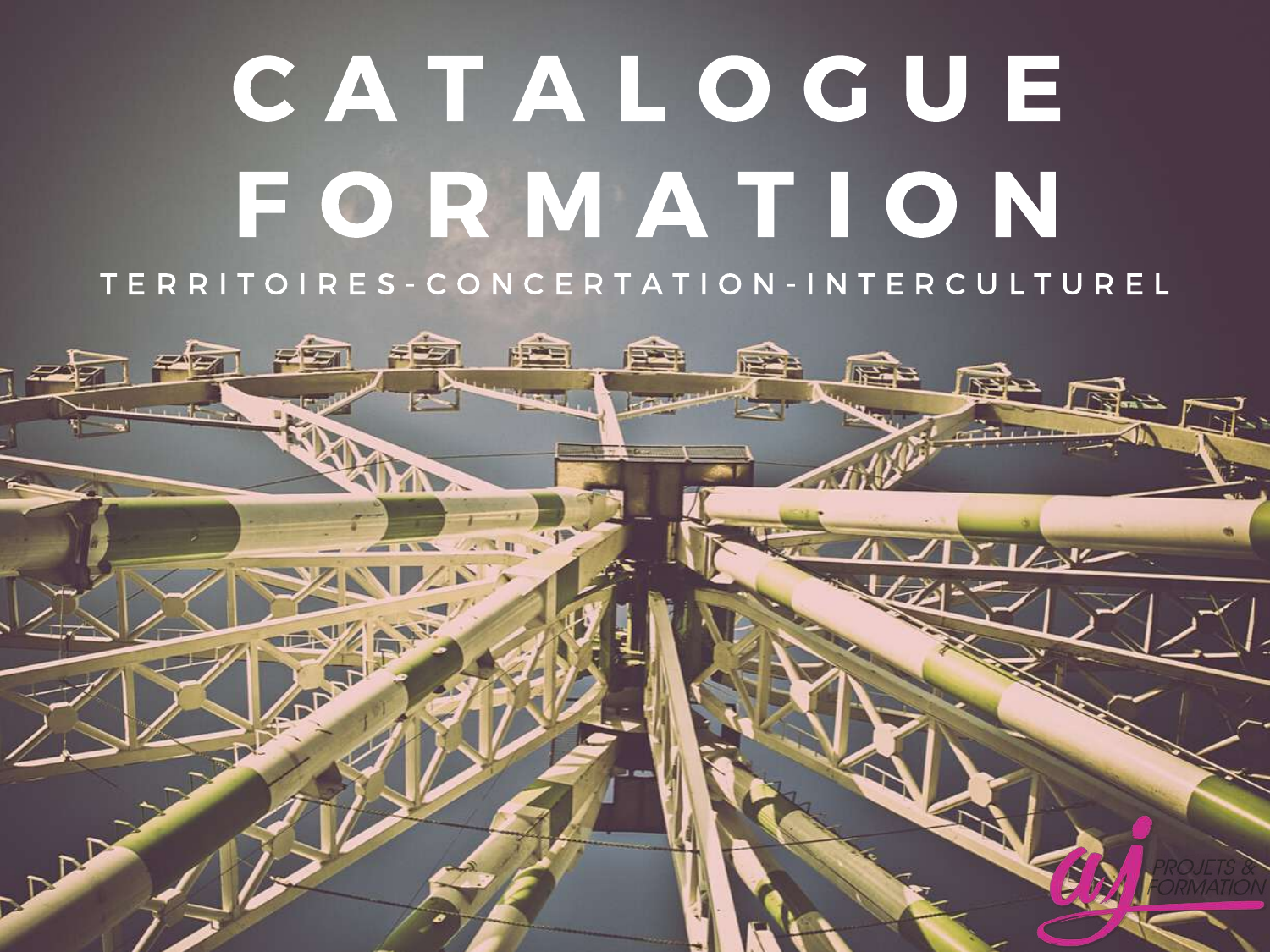# CATALOGUE FORMATION

TERRITOIRES-CONCERTATION-INTERCULTUREL

aj PROJETS & FORMATION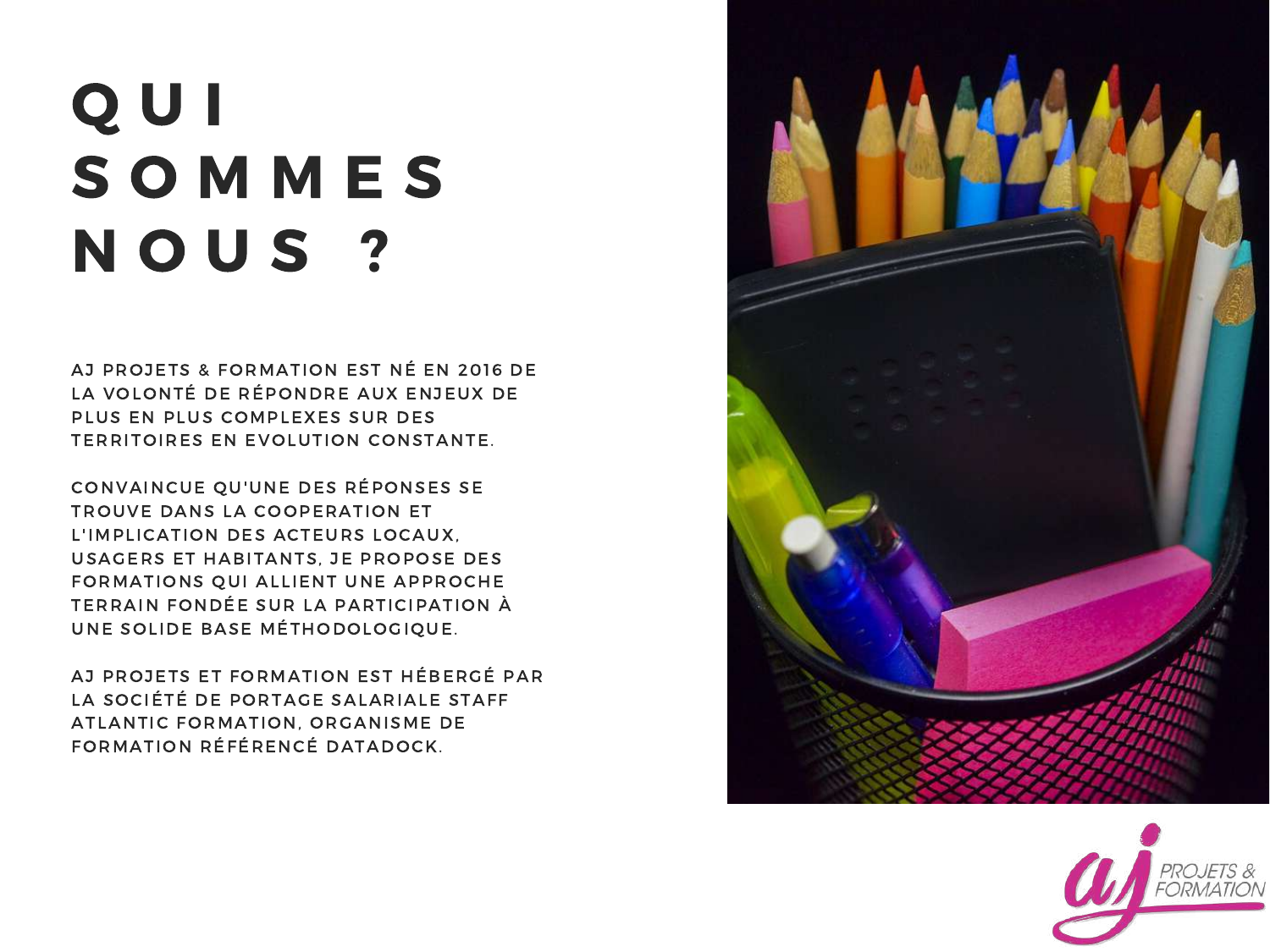# QUI SOMMES NOUS ?

AJ PROJETS & FORMATION EST NÉ EN 2016 DE LA VOLONTÉ DE RÉPONDRE AUX ENJEUX DE PLUS EN PLUS COMPLEXES SUR DES TERRITOIRES EN EVOLUTION CONSTANTE.

CONVAINCUE QU'UNE DES RÉPONSES SE TROUVE DANS LA COOPERATION ET L'IMPLICATION DES ACTEURS LOCAUX, USAGERS ET HABITANTS, JE PROPOSE DES FORMATIONS QUI ALLIENT UNE APPROCHE TERRAIN FONDÉE SUR LA PARTICIPATION À UNE SOLIDE BASE MÉTHODOLOGIQUE.

AJ PROJETS ET FORMATION EST HÉBERGÉ PAR LA SOCIÉTÉ DE PORTAGE SALARIALE STAFF ATLANTIC FORMATION, ORGANISME DE FORMATION RÉFÉRENCÉ DATADOCK.

aj PROJETS & FORMATION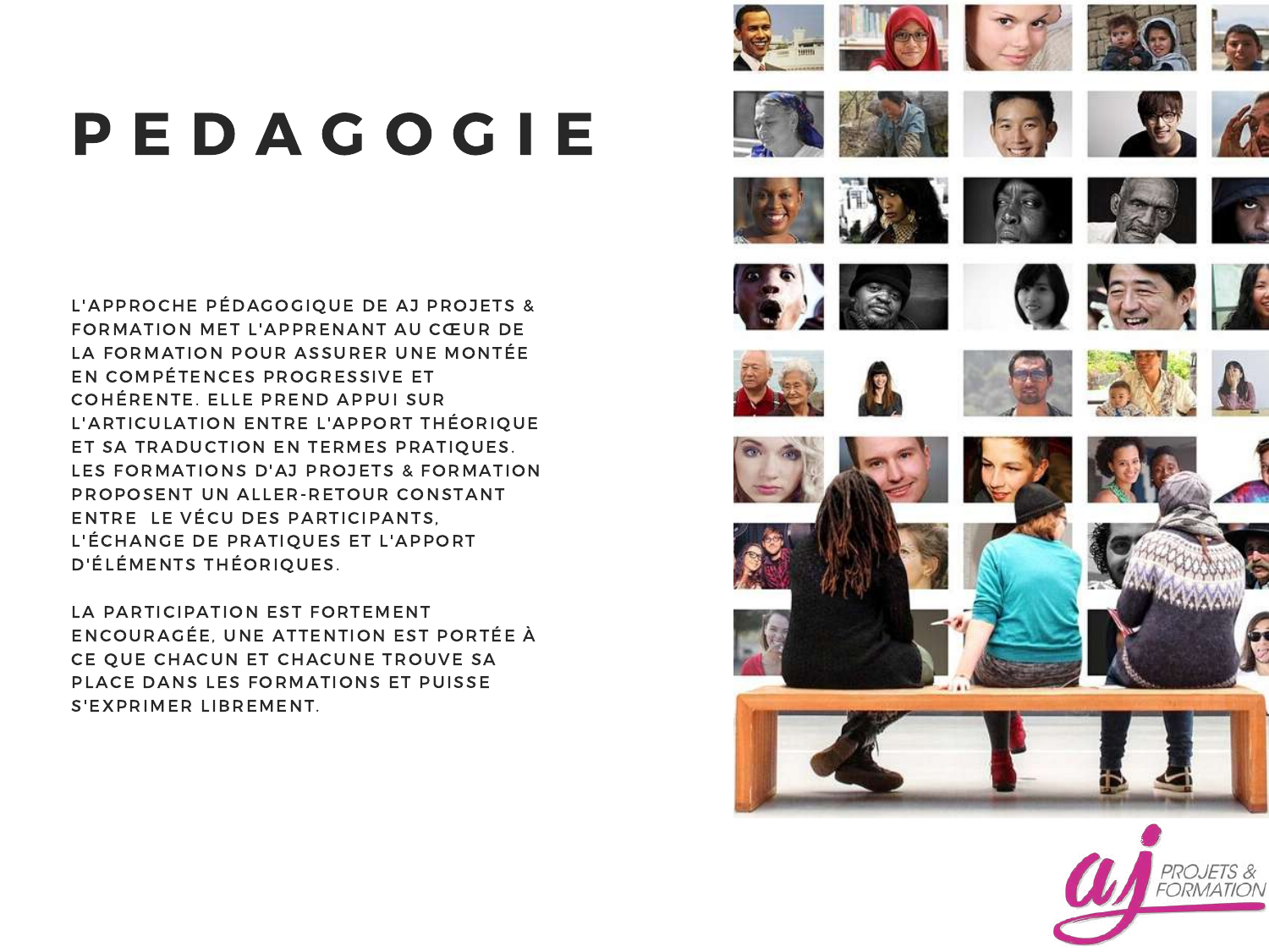# PEDAGOGIE

L'APPROCHE PÉDAGOGIQUE DE AJ PROJETS & FORMATION MET L'APPRENANT AU CŒUR DE LA FORMATION POUR ASSURER UNE MONTÉE EN COMPÉTENCES PROGRESSIVE ET COHÉRENTE. ELLE PREND APPUI SUR L'ARTICULATION ENTRE L'APPORT THÉORIQUE ET SA TRADUCTION EN TERMES PRATIQUES. LES FORMATIONS D'AJ PROJETS & FORMATION PROPOSENT UN ALLER-RETOUR CONSTANT ENTRE LE VÉCU DES PARTICIPANTS, L'ÉCHANGE DE PRATIQUES ET L'APPORT D'ÉLÉMENTS THÉORIQUES.

LA PARTICIPATION EST FORTEMENT ENCOURAGÉE, UNE ATTENTION EST PORTÉE À CE QUE CHACUN ET CHACUNE TROUVE SA PLACE DANS LES FORMATIONS ET PUISSE S'EXPRIMER LIBREMENT.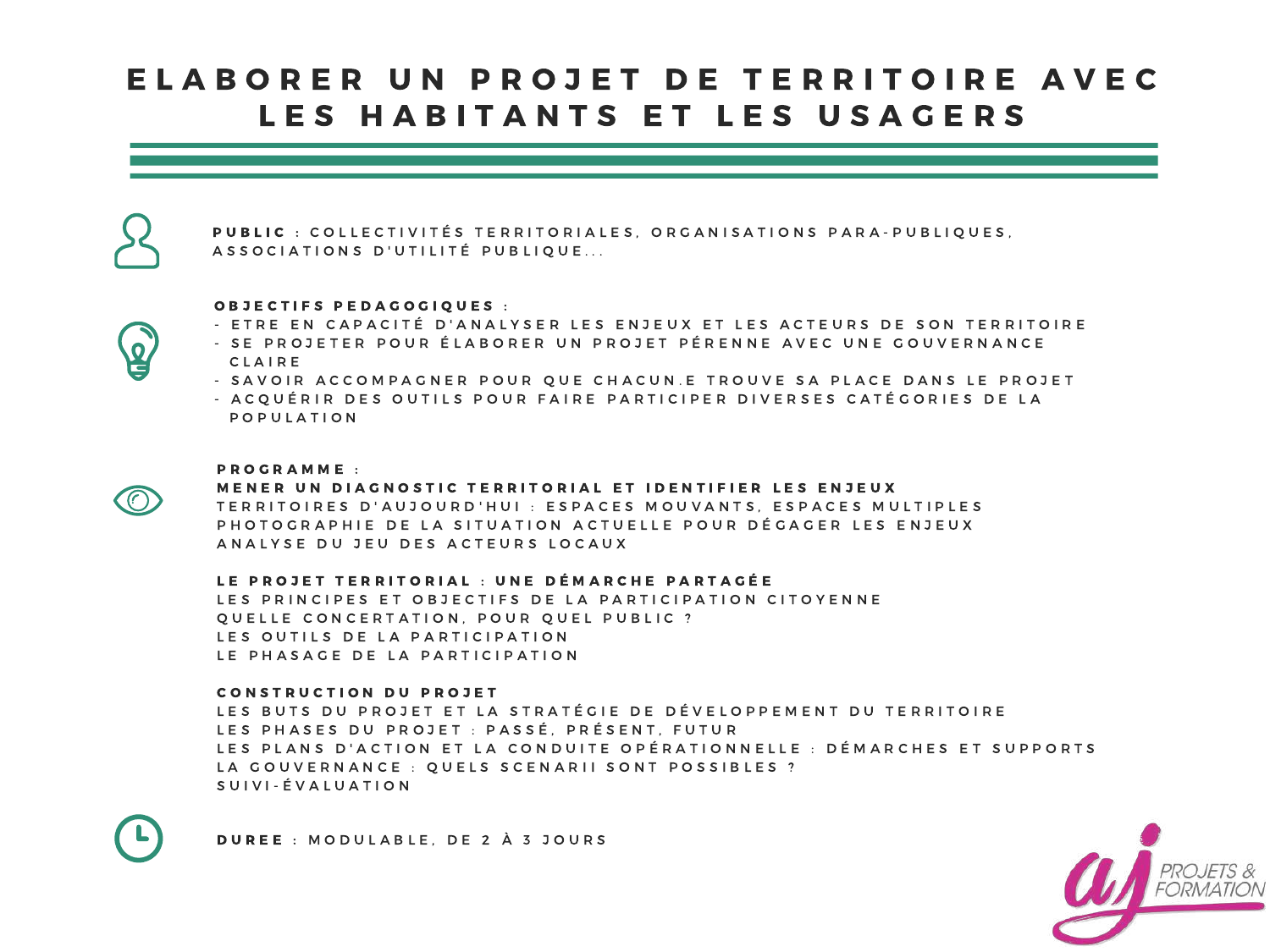# ELABORER UN PROJET DE TERRITOIRE AVEC LES HABITANTS ET LES USAGERS

**PUBLIC** : COLLECTIVITÉS TERRITORIALES, ORGANISATIONS PARA-PUBLIQUES, ASSOCIATIONS D'UTILITÉ PUBLIQUE...

**OBJECTIFS PEDAGOGIQUES** :

- ETRE EN CAPACITÉ D'ANALYSER LES ENJEUX ET LES ACTEURS DE SON TERRITOIRE
- SE PROJETER POUR ÉLABORER UN PROJET PÉRENNE AVEC UNE GOUVERNANCE CLAIRE
- SAVOIR ACCOMPAGNER POUR QUE CHACUN.E TROUVE SA PLACE DANS LE PROJET
- ACQUÉRIR DES OUTILS POUR FAIRE PARTICIPER DIVERSES CATÉGORIES DE LA POPULATION

**PROGRAMME** :

**MENER UN DIAGNOSTIC TERRITORIAL ET IDENTIFIER LES ENJEUX**
TERRITOIRES D'AUJOURD'HUI : ESPACES MOUVANTS, ESPACES MULTIPLES
PHOTOGRAPHIE DE LA SITUATION ACTUELLE POUR DÉGAGER LES ENJEUX
ANALYSE DU JEU DES ACTEURS LOCAUX

**LE PROJET TERRITORIAL : UNE DÉMARCHE PARTAGÉE**
LES PRINCIPES ET OBJECTIFS DE LA PARTICIPATION CITOYENNE
QUELLE CONCERTATION, POUR QUEL PUBLIC ?
LES OUTILS DE LA PARTICIPATION
LE PHASAGE DE LA PARTICIPATION

**CONSTRUCTION DU PROJET**
LES BUTS DU PROJET ET LA STRATÉGIE DE DÉVELOPPEMENT DU TERRITOIRE
LES PHASES DU PROJET : PASSÉ, PRÉSENT, FUTUR
LES PLANS D'ACTION ET LA CONDUITE OPÉRATIONNELLE : DÉMARCHES ET SUPPORTS
LA GOUVERNANCE : QUELS SCENARII SONT POSSIBLES ?
SUIVI-ÉVALUATION

**DUREE** : MODULABLE, DE 2 À 3 JOURS

AJ PROJETS & FORMATION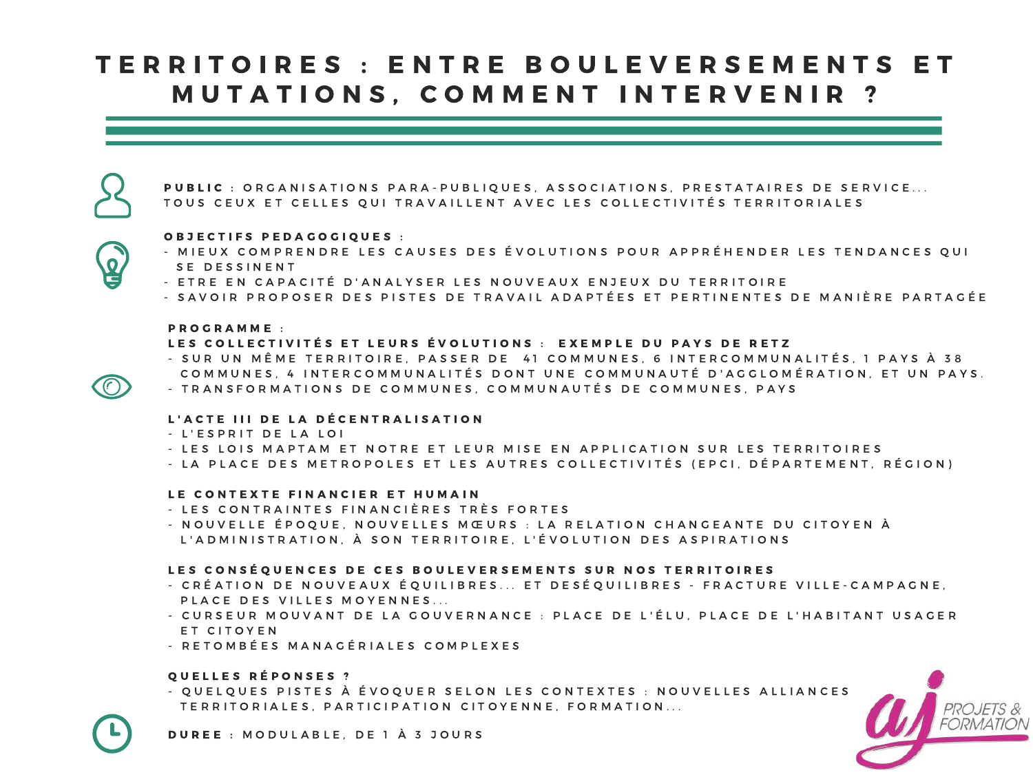# TERRITOIRES : ENTRE BOULEVERSEMENTS ET MUTATIONS, COMMENT INTERVENIR ?

**PUBLIC** : ORGANISATIONS PARA-PUBLIQUES, ASSOCIATIONS, PRESTATAIRES DE SERVICE... TOUS CEUX ET CELLES QUI TRAVAILLENT AVEC LES COLLECTIVITÉS TERRITORIALES

**OBJECTIFS PEDAGOGIQUES** :

- MIEUX COMPRENDRE LES CAUSES DES ÉVOLUTIONS POUR APPRÉHENDER LES TENDANCES QUI SE DESSINENT
- ETRE EN CAPACITÉ D'ANALYSER LES NOUVEAUX ENJEUX DU TERRITOIRE
- SAVOIR PROPOSER DES PISTES DE TRAVAIL ADAPTÉES ET PERTINENTES DE MANIÈRE PARTAGÉE

**PROGRAMME** :

**LES COLLECTIVITÉS ET LEURS ÉVOLUTIONS : EXEMPLE DU PAYS DE RETZ**

- SUR UN MÊME TERRITOIRE, PASSER DE 41 COMMUNES, 6 INTERCOMMUNALITÉS, 1 PAYS À 38 COMMUNES, 4 INTERCOMMUNALITÉS DONT UNE COMMUNAUTÉ D'AGGLOMÉRATION, ET UN PAYS.
- TRANSFORMATIONS DE COMMUNES, COMMUNAUTÉS DE COMMUNES, PAYS

**L'ACTE III DE LA DÉCENTRALISATION**

- L'ESPRIT DE LA LOI
- LES LOIS MAPTAM ET NOTRE ET LEUR MISE EN APPLICATION SUR LES TERRITOIRES
- LA PLACE DES METROPOLES ET LES AUTRES COLLECTIVITÉS (EPCI, DÉPARTEMENT, RÉGION)

**LE CONTEXTE FINANCIER ET HUMAIN**

- LES CONTRAINTES FINANCIÈRES TRÈS FORTES
- NOUVELLE ÉPOQUE, NOUVELLES MŒURS : LA RELATION CHANGEANTE DU CITOYEN À L'ADMINISTRATION, À SON TERRITOIRE, L'ÉVOLUTION DES ASPIRATIONS

**LES CONSÉQUENCES DE CES BOULEVERSEMENTS SUR NOS TERRITOIRES**

- CRÉATION DE NOUVEAUX ÉQUILIBRES... ET DESÉQUILIBRES - FRACTURE VILLE-CAMPAGNE, PLACE DES VILLES MOYENNES...
- CURSEUR MOUVANT DE LA GOUVERNANCE : PLACE DE L'ÉLU, PLACE DE L'HABITANT USAGER ET CITOYEN
- RETOMBÉES MANAGÉRIALES COMPLEXES

**QUELLES RÉPONSES ?**

- QUELQUES PISTES À ÉVOQUER SELON LES CONTEXTES : NOUVELLES ALLIANCES TERRITORIALES, PARTICIPATION CITOYENNE, FORMATION...

**DUREE** : MODULABLE, DE 1 À 3 JOURS

AJ PROJETS & FORMATION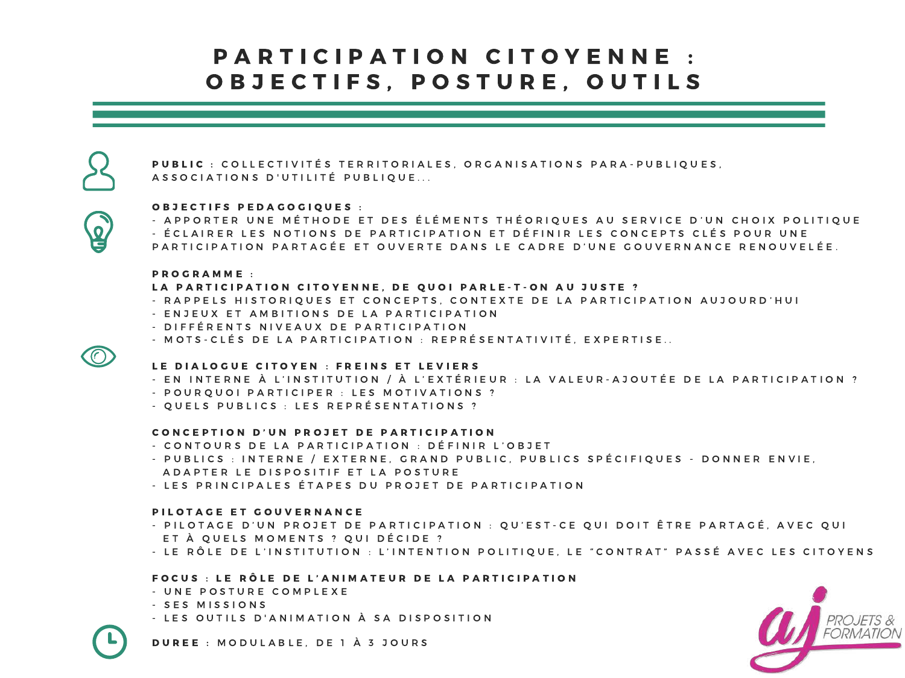# PARTICIPATION CITOYENNE : OBJECTIFS, POSTURE, OUTILS

**PUBLIC** : COLLECTIVITÉS TERRITORIALES, ORGANISATIONS PARA-PUBLIQUES, ASSOCIATIONS D'UTILITÉ PUBLIQUE...

**OBJECTIFS PEDAGOGIQUES** :

- APPORTER UNE MÉTHODE ET DES ÉLÉMENTS THÉORIQUES AU SERVICE D'UN CHOIX POLITIQUE
- ÉCLAIRER LES NOTIONS DE PARTICIPATION ET DÉFINIR LES CONCEPTS CLÉS POUR UNE PARTICIPATION PARTAGÉE ET OUVERTE DANS LE CADRE D'UNE GOUVERNANCE RENOUVELÉE.

**PROGRAMME** :

**LA PARTICIPATION CITOYENNE, DE QUOI PARLE-T-ON AU JUSTE ?**

- RAPPELS HISTORIQUES ET CONCEPTS, CONTEXTE DE LA PARTICIPATION AUJOURD'HUI
- ENJEUX ET AMBITIONS DE LA PARTICIPATION
- DIFFÉRENTS NIVEAUX DE PARTICIPATION
- MOTS-CLÉS DE LA PARTICIPATION : REPRÉSENTATIVITÉ, EXPERTISE..

**LE DIALOGUE CITOYEN : FREINS ET LEVIERS**

- EN INTERNE À L'INSTITUTION / À L'EXTÉRIEUR : LA VALEUR-AJOUTÉE DE LA PARTICIPATION ?
- POURQUOI PARTICIPER : LES MOTIVATIONS ?
- QUELS PUBLICS : LES REPRÉSENTATIONS ?

**CONCEPTION D'UN PROJET DE PARTICIPATION**

- CONTOURS DE LA PARTICIPATION : DÉFINIR L'OBJET
- PUBLICS : INTERNE / EXTERNE, GRAND PUBLIC, PUBLICS SPÉCIFIQUES - DONNER ENVIE, ADAPTER LE DISPOSITIF ET LA POSTURE
- LES PRINCIPALES ÉTAPES DU PROJET DE PARTICIPATION

**PILOTAGE ET GOUVERNANCE**

- PILOTAGE D'UN PROJET DE PARTICIPATION : QU'EST-CE QUI DOIT ÊTRE PARTAGÉ, AVEC QUI ET À QUELS MOMENTS ? QUI DÉCIDE ?
- LE RÔLE DE L'INSTITUTION : L'INTENTION POLITIQUE, LE "CONTRAT" PASSÉ AVEC LES CITOYENS

**FOCUS : LE RÔLE DE L'ANIMATEUR DE LA PARTICIPATION**

- UNE POSTURE COMPLEXE
- SES MISSIONS
- LES OUTILS D'ANIMATION À SA DISPOSITION

**DUREE** : MODULABLE, DE 1 À 3 JOURS

aj PROJETS & FORMATION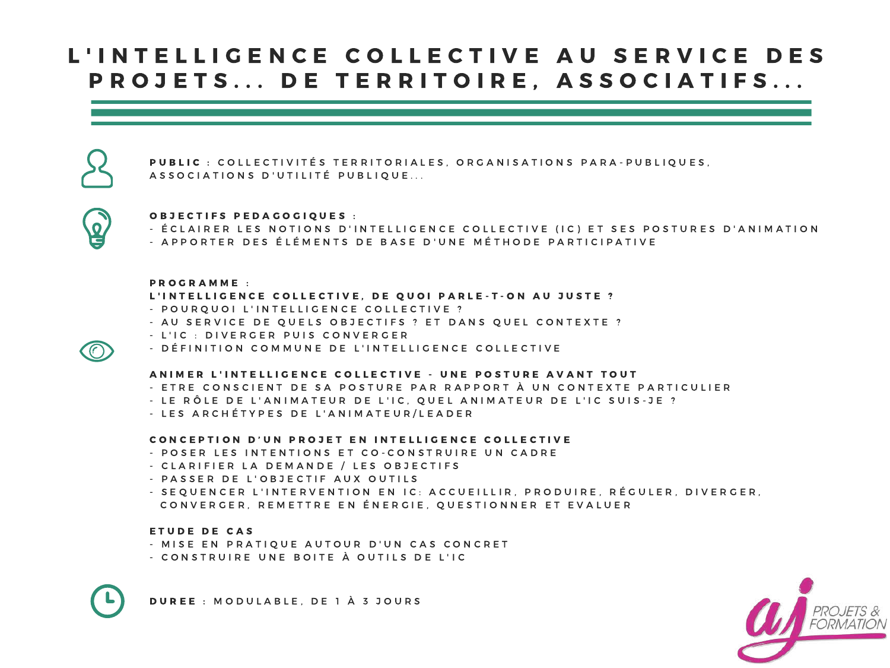# L'INTELLIGENCE COLLECTIVE AU SERVICE DES PROJETS... DE TERRITOIRE, ASSOCIATIFS...

**PUBLIC** : COLLECTIVITÉS TERRITORIALES, ORGANISATIONS PARA-PUBLIQUES, ASSOCIATIONS D'UTILITÉ PUBLIQUE...

**OBJECTIFS PEDAGOGIQUES** :

- ÉCLAIRER LES NOTIONS D'INTELLIGENCE COLLECTIVE (IC) ET SES POSTURES D'ANIMATION
- APPORTER DES ÉLÉMENTS DE BASE D'UNE MÉTHODE PARTICIPATIVE

**PROGRAMME** :

**L'INTELLIGENCE COLLECTIVE, DE QUOI PARLE-T-ON AU JUSTE ?**

- POURQUOI L'INTELLIGENCE COLLECTIVE ?
- AU SERVICE DE QUELS OBJECTIFS ? ET DANS QUEL CONTEXTE ?
- L'IC : DIVERGER PUIS CONVERGER
- DÉFINITION COMMUNE DE L'INTELLIGENCE COLLECTIVE

**ANIMER L'INTELLIGENCE COLLECTIVE - UNE POSTURE AVANT TOUT**

- ETRE CONSCIENT DE SA POSTURE PAR RAPPORT À UN CONTEXTE PARTICULIER
- LE RÔLE DE L'ANIMATEUR DE L'IC, QUEL ANIMATEUR DE L'IC SUIS-JE ?
- LES ARCHÉTYPES DE L'ANIMATEUR/LEADER

**CONCEPTION D'UN PROJET EN INTELLIGENCE COLLECTIVE**

- POSER LES INTENTIONS ET CO-CONSTRUIRE UN CADRE
- CLARIFIER LA DEMANDE / LES OBJECTIFS
- PASSER DE L'OBJECTIF AUX OUTILS
- SEQUENCER L'INTERVENTION EN IC: ACCUEILLIR, PRODUIRE, RÉGULER, DIVERGER, CONVERGER, REMETTRE EN ÉNERGIE, QUESTIONNER ET EVALUER

**ETUDE DE CAS**

- MISE EN PRATIQUE AUTOUR D'UN CAS CONCRET
- CONSTRUIRE UNE BOITE À OUTILS DE L'IC

**DUREE** : MODULABLE, DE 1 À 3 JOURS

AJ PROJETS & FORMATION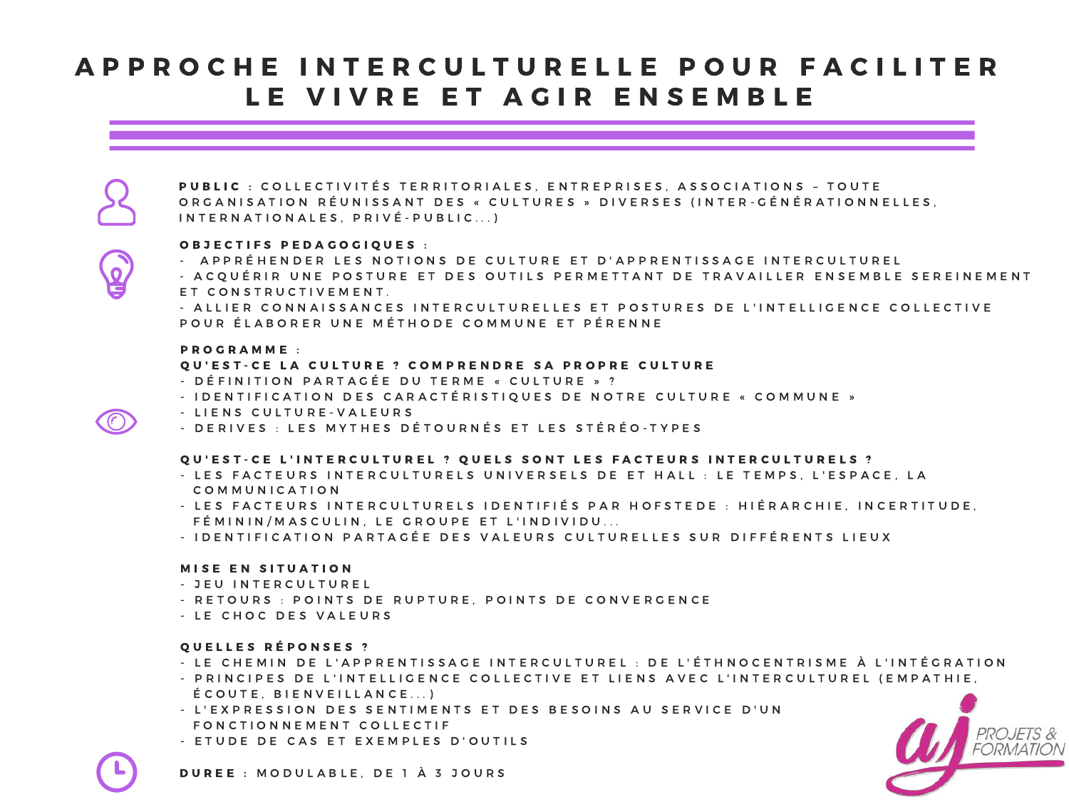# APPROCHE INTERCULTURELLE POUR FACILITER LE VIVRE ET AGIR ENSEMBLE

**PUBLIC** : COLLECTIVITÉS TERRITORIALES, ENTREPRISES, ASSOCIATIONS – TOUTE ORGANISATION RÉUNISSANT DES « CULTURES » DIVERSES (INTER-GÉNÉRATIONNELLES, INTERNATIONALES, PRIVÉ-PUBLIC...)

**OBJECTIFS PEDAGOGIQUES** :

- APPRÉHENDER LES NOTIONS DE CULTURE ET D'APPRENTISSAGE INTERCULTUREL
- ACQUÉRIR UNE POSTURE ET DES OUTILS PERMETTANT DE TRAVAILLER ENSEMBLE SEREINEMENT ET CONSTRUCTIVEMENT.
- ALLIER CONNAISSANCES INTERCULTURELLES ET POSTURES DE L'INTELLIGENCE COLLECTIVE POUR ÉLABORER UNE MÉTHODE COMMUNE ET PÉRENNE

**PROGRAMME** :

**QU'EST-CE LA CULTURE ? COMPRENDRE SA PROPRE CULTURE**

- DÉFINITION PARTAGÉE DU TERME « CULTURE » ?
- IDENTIFICATION DES CARACTÉRISTIQUES DE NOTRE CULTURE « COMMUNE »
- LIENS CULTURE-VALEURS
- DERIVES : LES MYTHES DÉTOURNÉS ET LES STÉRÉO-TYPES

**QU'EST-CE L'INTERCULTUREL ? QUELS SONT LES FACTEURS INTERCULTURELS ?**

- LES FACTEURS INTERCULTURELS UNIVERSELS DE ET HALL : LE TEMPS, L'ESPACE, LA COMMUNICATION
- LES FACTEURS INTERCULTURELS IDENTIFIÉS PAR HOFSTEDE : HIÉRARCHIE, INCERTITUDE, FÉMININ/MASCULIN, LE GROUPE ET L'INDIVIDU...
- IDENTIFICATION PARTAGÉE DES VALEURS CULTURELLES SUR DIFFÉRENTS LIEUX

**MISE EN SITUATION**

- JEU INTERCULTUREL
- RETOURS : POINTS DE RUPTURE, POINTS DE CONVERGENCE
- LE CHOC DES VALEURS

**QUELLES RÉPONSES ?**

- LE CHEMIN DE L'APPRENTISSAGE INTERCULTUREL : DE L'ÉTHNOCENTRISME À L'INTÉGRATION
- PRINCIPES DE L'INTELLIGENCE COLLECTIVE ET LIENS AVEC L'INTERCULTUREL (EMPATHIE, ÉCOUTE, BIENVEILLANCE...)
- L'EXPRESSION DES SENTIMENTS ET DES BESOINS AU SERVICE D'UN FONCTIONNEMENT COLLECTIF
- ETUDE DE CAS ET EXEMPLES D'OUTILS

**DUREE** : MODULABLE, DE 1 À 3 JOURS

aj PROJETS & FORMATION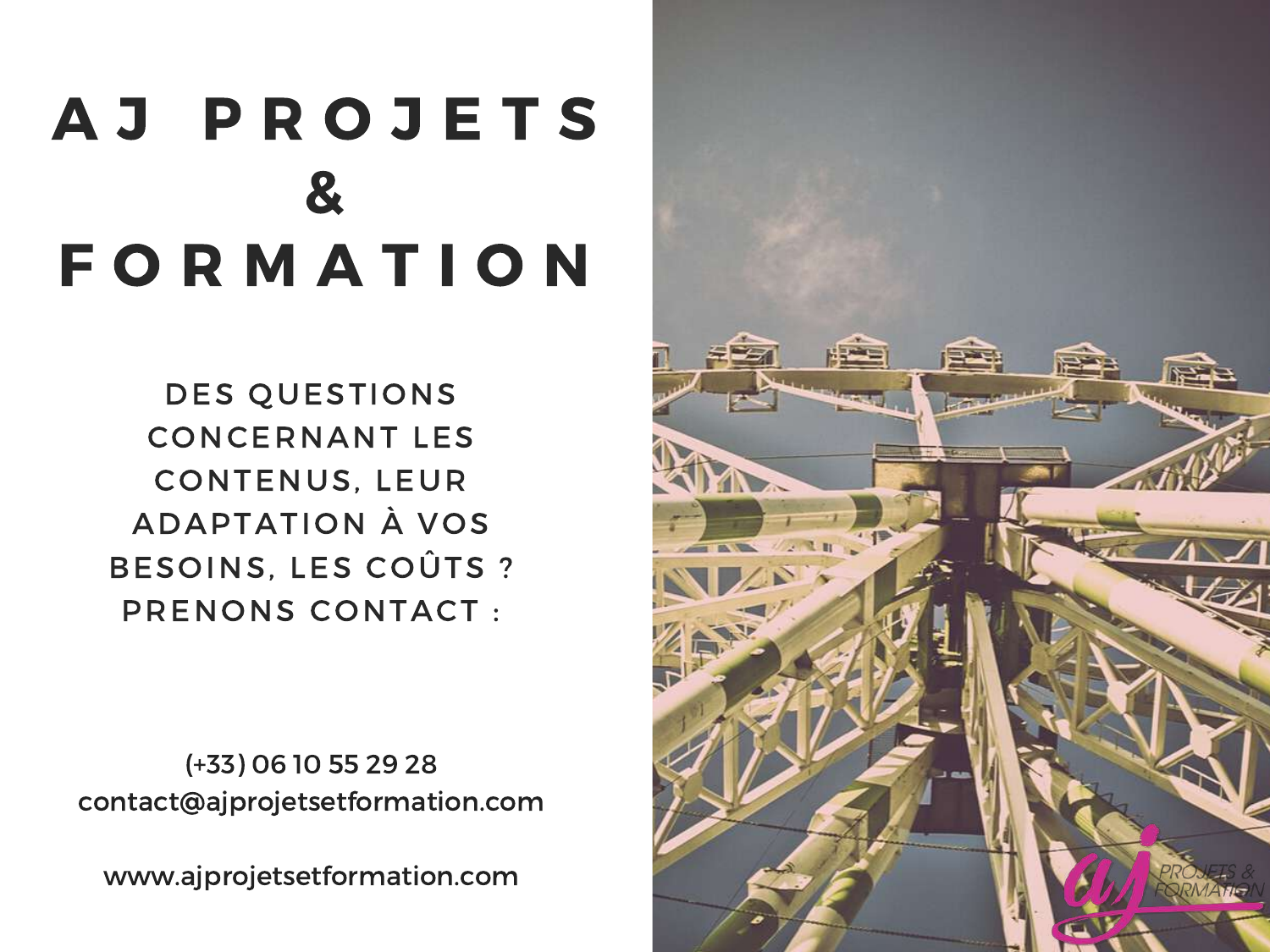# AJ PROJETS & FORMATION

DES QUESTIONS CONCERNANT LES CONTENUS, LEUR ADAPTATION À VOS BESOINS, LES COÛTS ? PRENONS CONTACT :

(+33) 06 10 55 29 28
contact@ajprojetsetformation.com

www.ajprojetsetformation.com